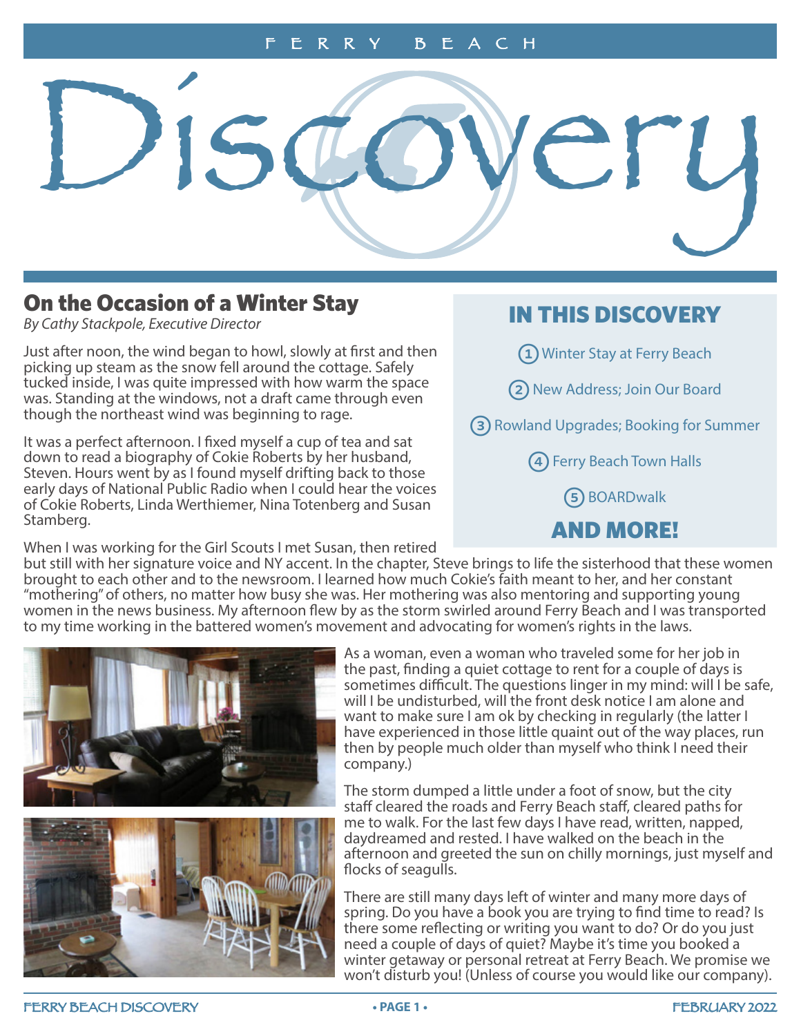# Ferry Beach Discovery

## On the Occasion of a Winter Stay

*By Cathy Stackpole, Executive Director*

Just after noon, the wind began to howl, slowly at first and then picking up steam as the snow fell around the cottage. Safely tucked inside, I was quite impressed with how warm the space was. Standing at the windows, not a draft came through even though the northeast wind was beginning to rage.

It was a perfect afternoon. I fixed myself a cup of tea and sat down to read a biography of Cokie Roberts by her husband, Steven. Hours went by as I found myself drifting back to those early days of National Public Radio when I could hear the voices of Cokie Roberts, Linda Werthiemer, Nina Totenberg and Susan Stamberg.

When I was working for the Girl Scouts I met Susan, then retired but still with her signature voice and NY accent. In the chapter, Steve brings to life the sisterhood that these women brought to each other and to the newsroom. I learned how much Cokie's faith meant to her, and her constant "mothering" of others, no matter how busy she was. Her mothering was also mentoring and supporting young women in the news business. My afternoon flew by as the storm swirled around Ferry Beach and I was transported to my time working in the battered women's movement and advocating for women's rights in the laws.

As a woman, even a woman who traveled some for her job in the past, finding a quiet cottage to rent for a couple of days is sometimes difficult. The questions linger in my mind: will I be safe, will I be undisturbed, will the front desk notice I am alone and want to make sure I am ok by checking in regularly (the latter I have experienced in those little quaint out of the way places, run then by people much older than myself who think I need their company.)

The storm dumped a little under a foot of snow, but the city staff cleared the roads and Ferry Beach staff, cleared paths for me to walk. For the last few days I have read, written, napped, daydreamed and rested. I have walked on the beach in the afternoon and greeted the sun on chilly mornings, just myself and flocks of seagulls.

There are still many days left of winter and many more days of spring. Do you have a book you are trying to find time to read? Is there some reflecting or writing you want to do? Or do you just need a couple of days of quiet? Maybe it's time you booked a winter getaway or personal retreat at Ferry Beach. We promise we won't disturb you! (Unless of course you would like our company).

## IN THIS DISCOVERY

1. Winter Stay at Ferry Beach
2. New Address; Join Our Board
3. Rowland Upgrades; Booking for Summer
4. Ferry Beach Town Halls
5. BOARDwalk

**AND MORE!**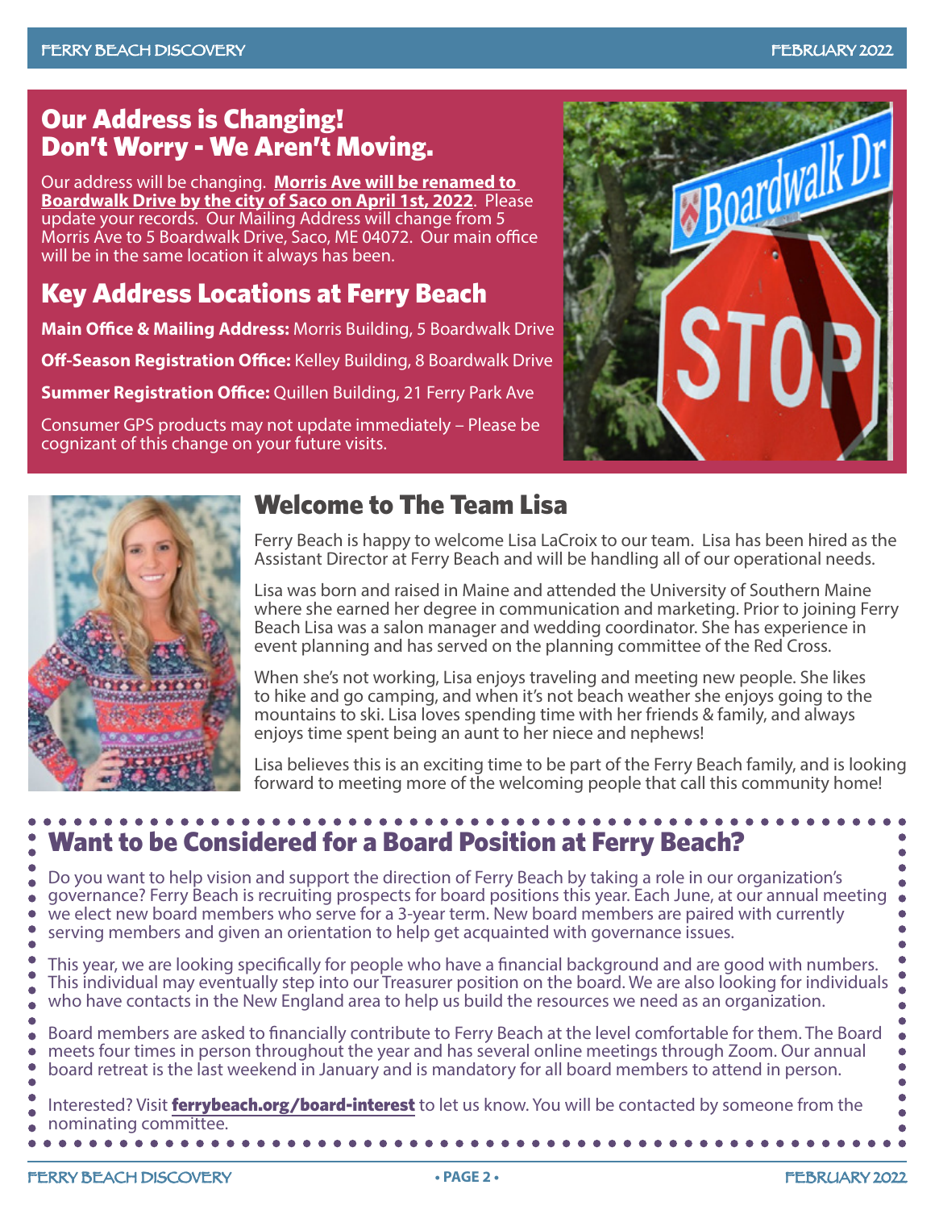## Our Address is Changing! Don't Worry - We Aren't Moving.

Our address will be changing. **Morris Ave will be renamed to Boardwalk Drive by the city of Saco on April 1st, 2022**. Please update your records. Our Mailing Address will change from 5 Morris Ave to 5 Boardwalk Drive, Saco, ME 04072. Our main office will be in the same location it always has been.

## Key Address Locations at Ferry Beach

**Main Office & Mailing Address:** Morris Building, 5 Boardwalk Drive

**Off-Season Registration Office:** Kelley Building, 8 Boardwalk Drive

**Summer Registration Office:** Quillen Building, 21 Ferry Park Ave

Consumer GPS products may not update immediately – Please be cognizant of this change on your future visits.

## Welcome to The Team Lisa

Ferry Beach is happy to welcome Lisa LaCroix to our team. Lisa has been hired as the Assistant Director at Ferry Beach and will be handling all of our operational needs.

Lisa was born and raised in Maine and attended the University of Southern Maine where she earned her degree in communication and marketing. Prior to joining Ferry Beach Lisa was a salon manager and wedding coordinator. She has experience in event planning and has served on the planning committee of the Red Cross.

When she's not working, Lisa enjoys traveling and meeting new people. She likes to hike and go camping, and when it's not beach weather she enjoys going to the mountains to ski. Lisa loves spending time with her friends & family, and always enjoys time spent being an aunt to her niece and nephews!

Lisa believes this is an exciting time to be part of the Ferry Beach family, and is looking forward to meeting more of the welcoming people that call this community home!

## Want to be Considered for a Board Position at Ferry Beach?

Do you want to help vision and support the direction of Ferry Beach by taking a role in our organization's governance? Ferry Beach is recruiting prospects for board positions this year. Each June, at our annual meeting we elect new board members who serve for a 3-year term. New board members are paired with currently serving members and given an orientation to help get acquainted with governance issues.

This year, we are looking specifically for people who have a financial background and are good with numbers. This individual may eventually step into our Treasurer position on the board. We are also looking for individuals who have contacts in the New England area to help us build the resources we need as an organization.

Board members are asked to financially contribute to Ferry Beach at the level comfortable for them. The Board meets four times in person throughout the year and has several online meetings through Zoom. Our annual board retreat is the last weekend in January and is mandatory for all board members to attend in person.

Interested? Visit **ferrybeach.org/board-interest** to let us know. You will be contacted by someone from the nominating committee.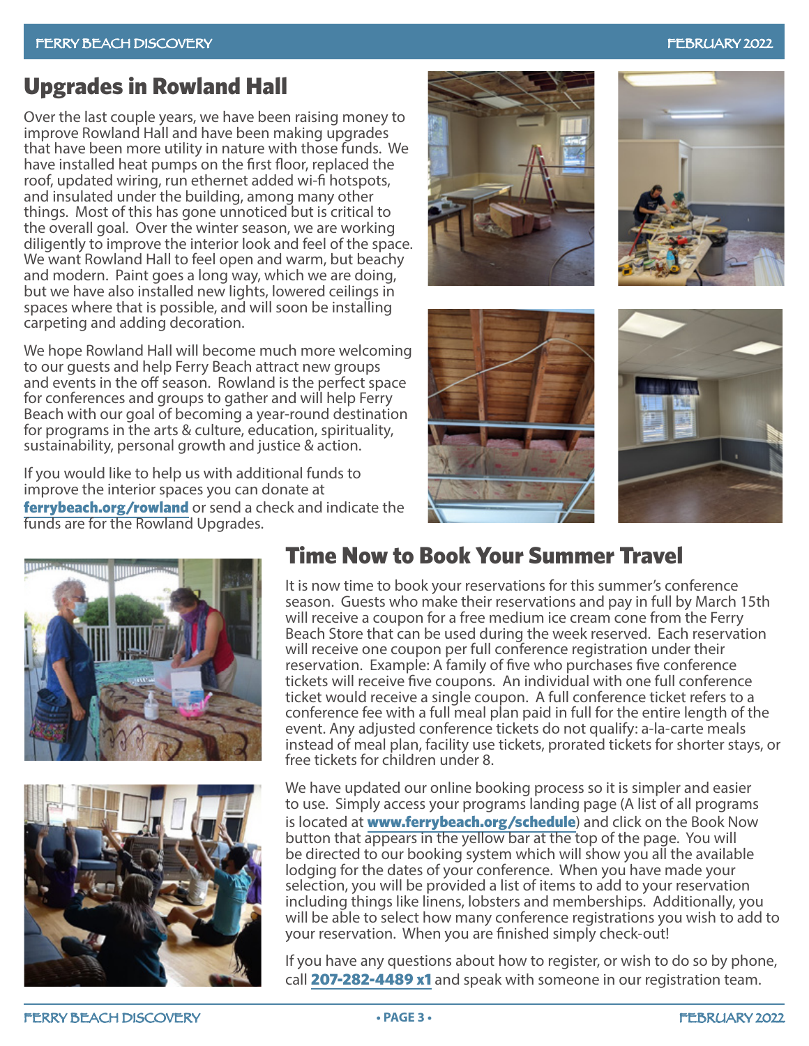## Upgrades in Rowland Hall

Over the last couple years, we have been raising money to improve Rowland Hall and have been making upgrades that have been more utility in nature with those funds. We have installed heat pumps on the first floor, replaced the roof, updated wiring, run ethernet added wi-fi hotspots, and insulated under the building, among many other things. Most of this has gone unnoticed but is critical to the overall goal. Over the winter season, we are working diligently to improve the interior look and feel of the space. We want Rowland Hall to feel open and warm, but beachy and modern. Paint goes a long way, which we are doing, but we have also installed new lights, lowered ceilings in spaces where that is possible, and will soon be installing carpeting and adding decoration.

We hope Rowland Hall will become much more welcoming to our guests and help Ferry Beach attract new groups and events in the off season. Rowland is the perfect space for conferences and groups to gather and will help Ferry Beach with our goal of becoming a year-round destination for programs in the arts & culture, education, spirituality, sustainability, personal growth and justice & action.

If you would like to help us with additional funds to improve the interior spaces you can donate at **ferrybeach.org/rowland** or send a check and indicate the funds are for the Rowland Upgrades.

## Time Now to Book Your Summer Travel

It is now time to book your reservations for this summer's conference season. Guests who make their reservations and pay in full by March 15th will receive a coupon for a free medium ice cream cone from the Ferry Beach Store that can be used during the week reserved. Each reservation will receive one coupon per full conference registration under their reservation. Example: A family of five who purchases five conference tickets will receive five coupons. An individual with one full conference ticket would receive a single coupon. A full conference ticket refers to a conference fee with a full meal plan paid in full for the entire length of the event. Any adjusted conference tickets do not qualify: a-la-carte meals instead of meal plan, facility use tickets, prorated tickets for shorter stays, or free tickets for children under 8.

We have updated our online booking process so it is simpler and easier to use. Simply access your programs landing page (A list of all programs is located at **www.ferrybeach.org/schedule**) and click on the Book Now button that appears in the yellow bar at the top of the page. You will be directed to our booking system which will show you all the available lodging for the dates of your conference. When you have made your selection, you will be provided a list of items to add to your reservation including things like linens, lobsters and memberships. Additionally, you will be able to select how many conference registrations you wish to add to your reservation. When you are finished simply check-out!

If you have any questions about how to register, or wish to do so by phone, call **207-282-4489 x1** and speak with someone in our registration team.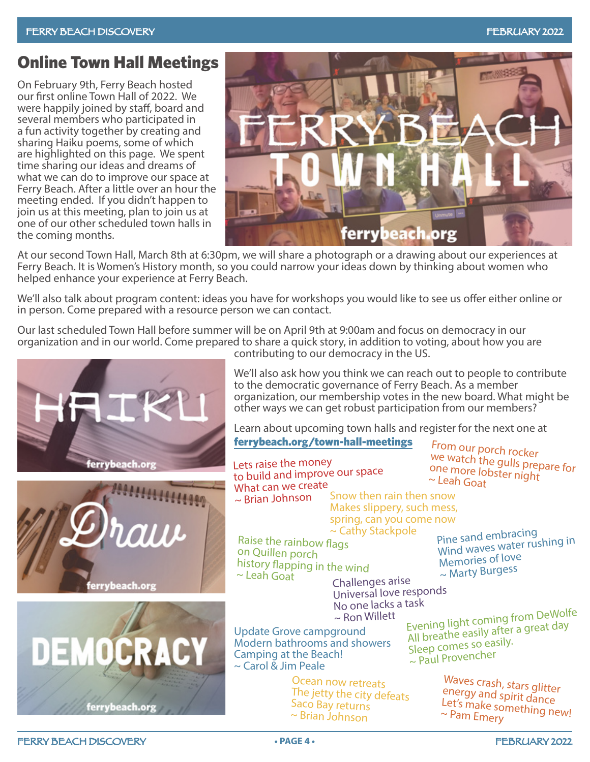## Online Town Hall Meetings

On February 9th, Ferry Beach hosted our first online Town Hall of 2022. We were happily joined by staff, board and several members who participated in a fun activity together by creating and sharing Haiku poems, some of which are highlighted on this page. We spent time sharing our ideas and dreams of what we can do to improve our space at Ferry Beach. After a little over an hour the meeting ended. If you didn't happen to join us at this meeting, plan to join us at one of our other scheduled town halls in the coming months.

At our second Town Hall, March 8th at 6:30pm, we will share a photograph or a drawing about our experiences at Ferry Beach. It is Women's History month, so you could narrow your ideas down by thinking about women who helped enhance your experience at Ferry Beach.

We'll also talk about program content: ideas you have for workshops you would like to see us offer either online or in person. Come prepared with a resource person we can contact.

Our last scheduled Town Hall before summer will be on April 9th at 9:00am and focus on democracy in our organization and in our world. Come prepared to share a quick story, in addition to voting, about how you are contributing to our democracy in the US.

We'll also ask how you think we can reach out to people to contribute to the democratic governance of Ferry Beach. As a member organization, our membership votes in the new board. What might be other ways we can get robust participation from our members?

Learn about upcoming town halls and register for the next one at **ferrybeach.org/town-hall-meetings**

Lets raise the money
to build and improve our space
What can we create
~ Brian Johnson

From our porch rocker
we watch the gulls prepare for
one more lobster night
~ Leah Goat

Snow then rain then snow
Makes slippery, such mess,
spring, can you come now
~ Cathy Stackpole

Raise the rainbow flags
on Quillen porch
history flapping in the wind
~ Leah Goat

Pine sand embracing
Wind waves water rushing in
Memories of love
~ Marty Burgess

Challenges arise
Universal love responds
No one lacks a task
~ Ron Willett

Update Grove campground
Modern bathrooms and showers
Camping at the Beach!
~ Carol & Jim Peale

Evening light coming from DeWolfe
All breathe easily after a great day
Sleep comes so easily.
~ Paul Provencher

Ocean now retreats
The jetty the city defeats
Saco Bay returns
~ Brian Johnson

Waves crash, stars glitter
energy and spirit dance
Let's make something new!
~ Pam Emery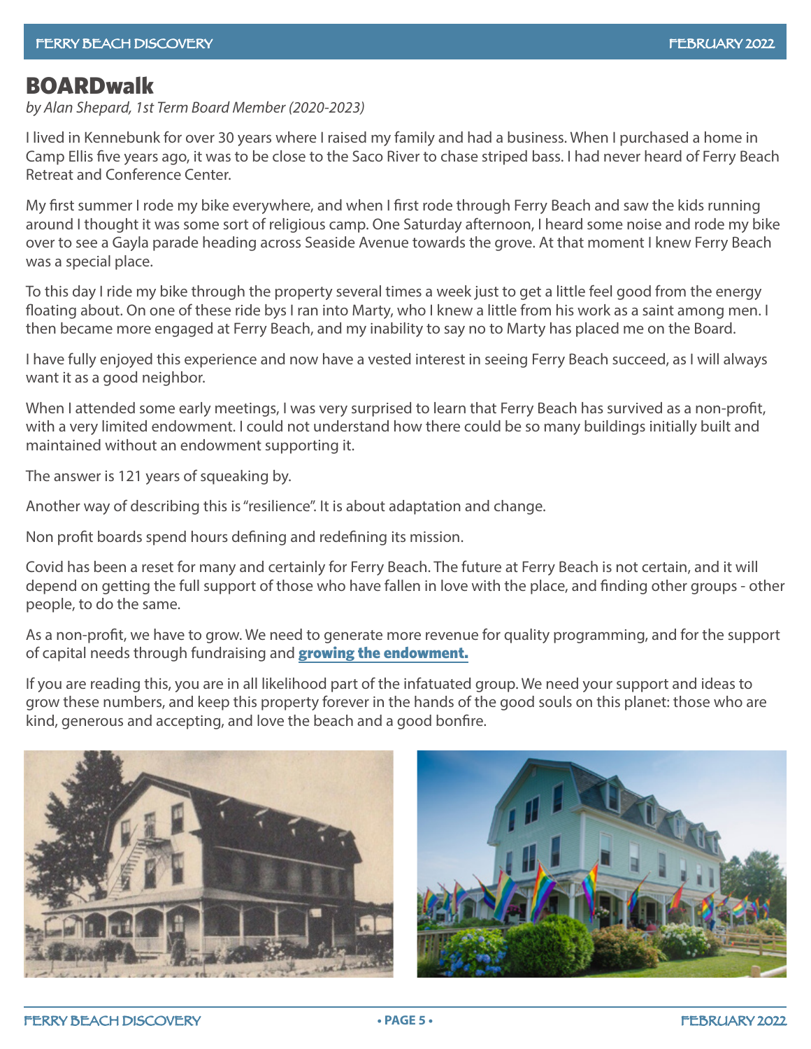# BOARDwalk

*by Alan Shepard, 1st Term Board Member (2020-2023)*

I lived in Kennebunk for over 30 years where I raised my family and had a business. When I purchased a home in Camp Ellis five years ago, it was to be close to the Saco River to chase striped bass. I had never heard of Ferry Beach Retreat and Conference Center.

My first summer I rode my bike everywhere, and when I first rode through Ferry Beach and saw the kids running around I thought it was some sort of religious camp. One Saturday afternoon, I heard some noise and rode my bike over to see a Gayla parade heading across Seaside Avenue towards the grove. At that moment I knew Ferry Beach was a special place.

To this day I ride my bike through the property several times a week just to get a little feel good from the energy floating about. On one of these ride bys I ran into Marty, who I knew a little from his work as a saint among men. I then became more engaged at Ferry Beach, and my inability to say no to Marty has placed me on the Board.

I have fully enjoyed this experience and now have a vested interest in seeing Ferry Beach succeed, as I will always want it as a good neighbor.

When I attended some early meetings, I was very surprised to learn that Ferry Beach has survived as a non-profit, with a very limited endowment. I could not understand how there could be so many buildings initially built and maintained without an endowment supporting it.

The answer is 121 years of squeaking by.

Another way of describing this is "resilience". It is about adaptation and change.

Non profit boards spend hours defining and redefining its mission.

Covid has been a reset for many and certainly for Ferry Beach. The future at Ferry Beach is not certain, and it will depend on getting the full support of those who have fallen in love with the place, and finding other groups - other people, to do the same.

As a non-profit, we have to grow. We need to generate more revenue for quality programming, and for the support of capital needs through fundraising and **growing the endowment.**

If you are reading this, you are in all likelihood part of the infatuated group. We need your support and ideas to grow these numbers, and keep this property forever in the hands of the good souls on this planet: those who are kind, generous and accepting, and love the beach and a good bonfire.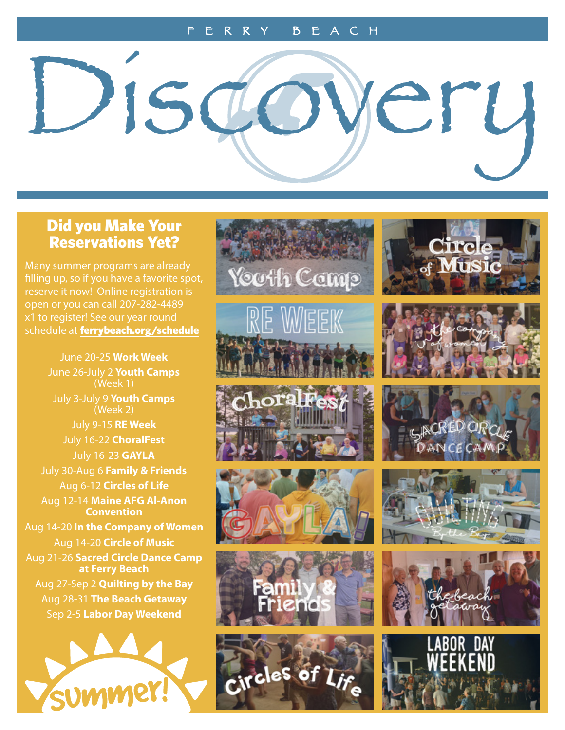FERRY BEACH

# Discovery

## Did you Make Your Reservations Yet?

Many summer programs are already filling up, so if you have a favorite spot, reserve it now! Online registration is open or you can call 207-282-4489 x1 to register! See our year round schedule at **ferrybeach.org/schedule**

June 20-25 **Work Week**

June 26-July 2 **Youth Camps** (Week 1)

July 3-July 9 **Youth Camps** (Week 2)

July 9-15 **RE Week**

July 16-22 **ChoralFest**

July 16-23 **GAYLA**

July 30-Aug 6 **Family & Friends**

Aug 6-12 **Circles of Life**

Aug 12-14 **Maine AFG Al-Anon Convention**

Aug 14-20 **In the Company of Women**

Aug 14-20 **Circle of Music**

Aug 21-26 **Sacred Circle Dance Camp at Ferry Beach**

Aug 27-Sep 2 **Quilting by the Bay**

Aug 28-31 **The Beach Getaway**

Sep 2-5 **Labor Day Weekend**

summer!

Youth Camp

Circle of Music

RE Week

the company of women

ChoralFest

Sacred Circle Dance Camp

GAYLA!

Quilting By the Bay

Family & Friends

the beach getaway

Circles of Life

Labor Day Weekend